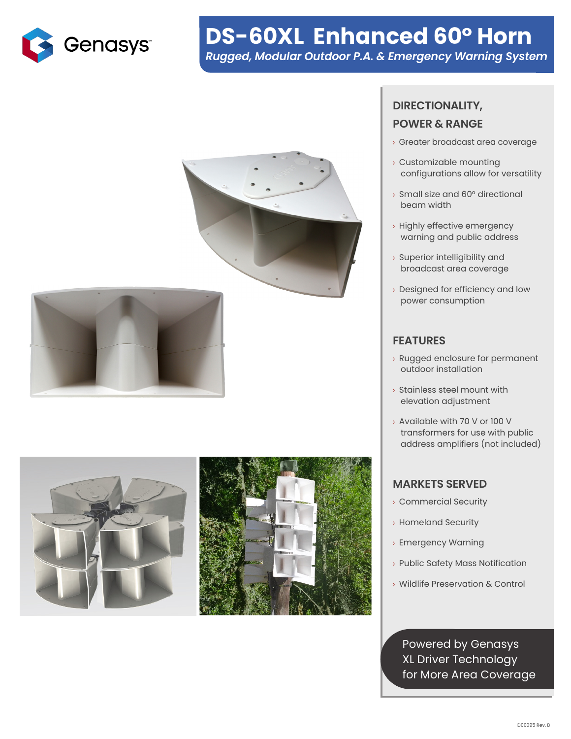Genasys

# DS-60XL Enhanced 60° Horn

*Rugged, Modular Outdoor P.A. & Emergency Warning System*

## DIRECTIONALITY, POWER & RANGE

- Greater broadcast area coverage
- Customizable mounting configurations allow for versatility
- Small size and 60° directional beam width
- Highly effective emergency warning and public address
- Superior intelligibility and broadcast area coverage
- Designed for efficiency and low power consumption

## FEATURES

- Rugged enclosure for permanent outdoor installation
- Stainless steel mount with elevation adjustment
- Available with 70 V or 100 V transformers for use with public address amplifiers (not included)

## MARKETS SERVED

- Commercial Security
- Homeland Security
- Emergency Warning
- Public Safety Mass Notification
- Wildlife Preservation & Control

Powered by Genasys XL Driver Technology for More Area Coverage

D00095 Rev. B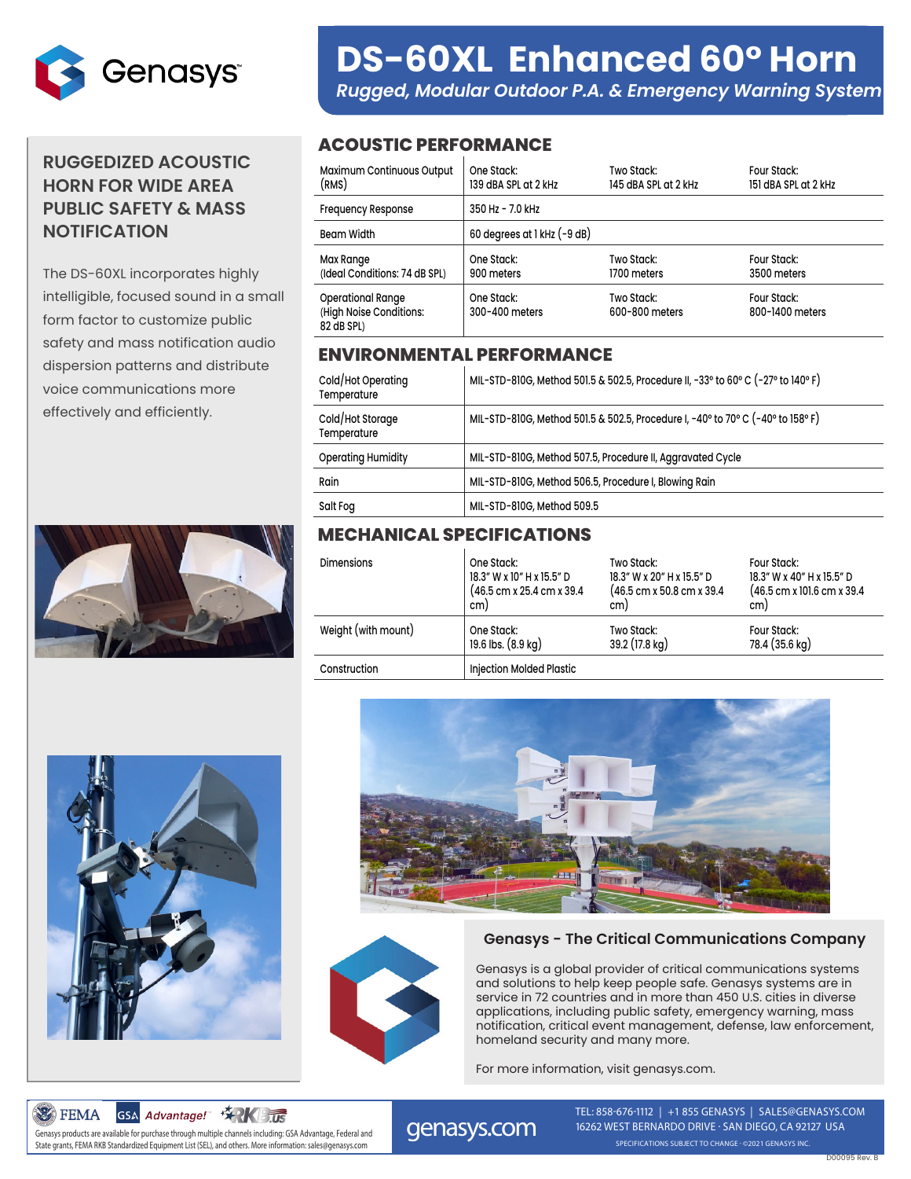# DS-60XL Enhanced 60° Horn

*Rugged, Modular Outdoor P.A. & Emergency Warning System*

## RUGGEDIZED ACOUSTIC HORN FOR WIDE AREA PUBLIC SAFETY & MASS NOTIFICATION

The DS-60XL incorporates highly intelligible, focused sound in a small form factor to customize public safety and mass notification audio dispersion patterns and distribute voice communications more effectively and efficiently.

## ACOUSTIC PERFORMANCE

| | | | |
|---|---|---|---|
| Maximum Continuous Output (RMS) | One Stack: 139 dBA SPL at 2 kHz | Two Stack: 145 dBA SPL at 2 kHz | Four Stack: 151 dBA SPL at 2 kHz |
| Frequency Response | 350 Hz - 7.0 kHz | | |
| Beam Width | 60 degrees at 1 kHz (-9 dB) | | |
| Max Range (Ideal Conditions: 74 dB SPL) | One Stack: 900 meters | Two Stack: 1700 meters | Four Stack: 3500 meters |
| Operational Range (High Noise Conditions: 82 dB SPL) | One Stack: 300-400 meters | Two Stack: 600-800 meters | Four Stack: 800-1400 meters |

## ENVIRONMENTAL PERFORMANCE

| | |
|---|---|
| Cold/Hot Operating Temperature | MIL-STD-810G, Method 501.5 & 502.5, Procedure II, -33° to 60° C (-27° to 140° F) |
| Cold/Hot Storage Temperature | MIL-STD-810G, Method 501.5 & 502.5, Procedure I, -40° to 70° C (-40° to 158° F) |
| Operating Humidity | MIL-STD-810G, Method 507.5, Procedure II, Aggravated Cycle |
| Rain | MIL-STD-810G, Method 506.5, Procedure I, Blowing Rain |
| Salt Fog | MIL-STD-810G, Method 509.5 |

## MECHANICAL SPECIFICATIONS

| | | | |
|---|---|---|---|
| Dimensions | One Stack: 18.3" W x 10" H x 15.5" D (46.5 cm x 25.4 cm x 39.4 cm) | Two Stack: 18.3" W x 20" H x 15.5" D (46.5 cm x 50.8 cm x 39.4 cm) | Four Stack: 18.3" W x 40" H x 15.5" D (46.5 cm x 101.6 cm x 39.4 cm) |
| Weight (with mount) | One Stack: 19.6 lbs. (8.9 kg) | Two Stack: 39.2 (17.8 kg) | Four Stack: 78.4 (35.6 kg) |
| Construction | Injection Molded Plastic | | |

## Genasys - The Critical Communications Company

Genasys is a global provider of critical communications systems and solutions to help keep people safe. Genasys systems are in service in 72 countries and in more than 450 U.S. cities in diverse applications, including public safety, emergency warning, mass notification, critical event management, defense, law enforcement, homeland security and many more.

For more information, visit genasys.com.

Genasys products are available for purchase through multiple channels including: GSA Advantage, Federal and State grants, FEMA RKB Standardized Equipment List (SEL), and others. More information: sales@genasys.com

genasys.com

TEL: 858-676-1112 | +1 855 GENASYS | SALES@GENASYS.COM
16262 WEST BERNARDO DRIVE · SAN DIEGO, CA 92127 USA
SPECIFICATIONS SUBJECT TO CHANGE · ©2021 GENASYS INC.

D00095 Rev. B